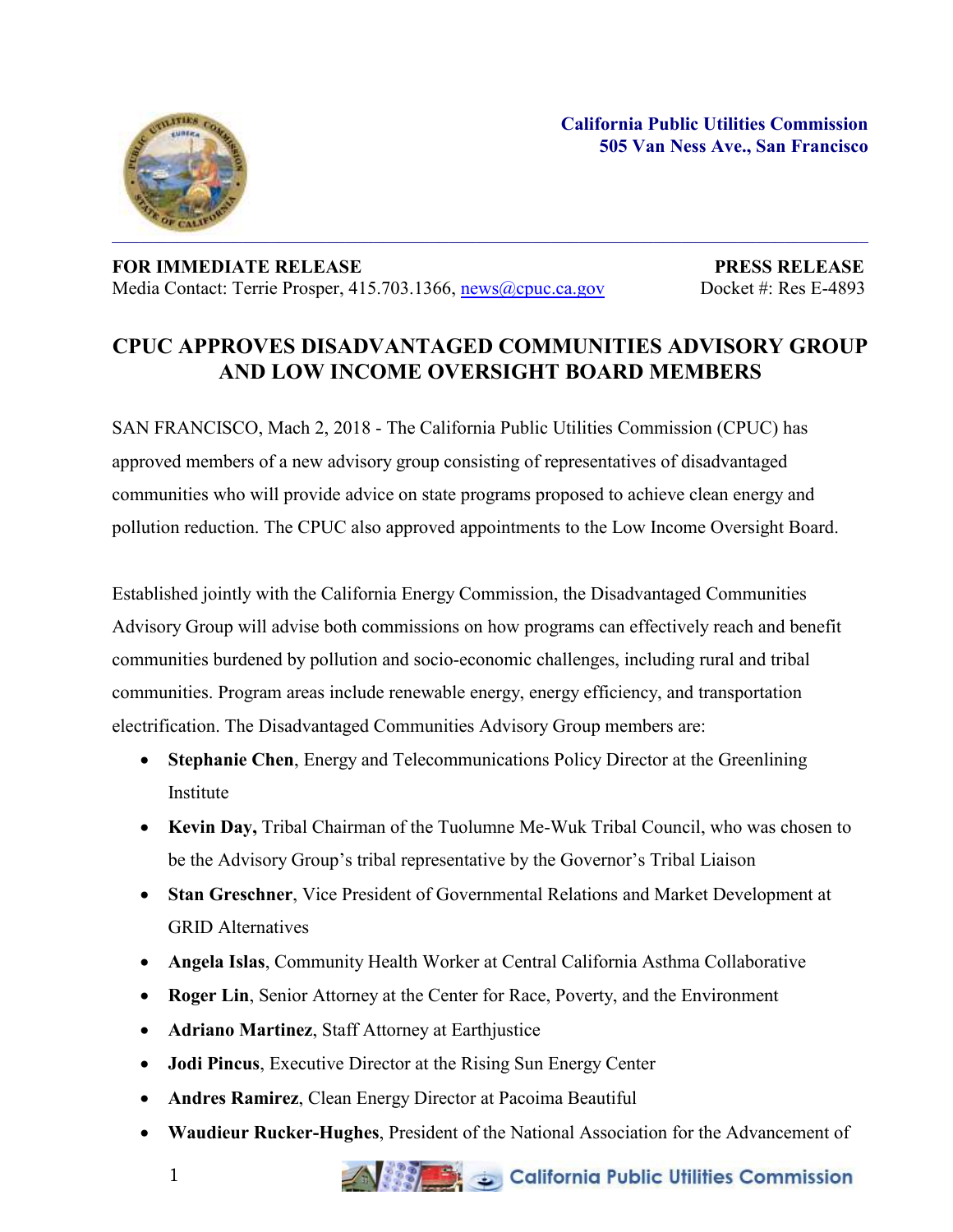**California Public Utilities Commission**
**505 Van Ness Ave., San Francisco**

**FOR IMMEDIATE RELEASE** | **PRESS RELEASE**

Media Contact: Terrie Prosper, 415.703.1366, news@cpuc.ca.gov | Docket #: Res E-4893

# CPUC APPROVES DISADVANTAGED COMMUNITIES ADVISORY GROUP AND LOW INCOME OVERSIGHT BOARD MEMBERS

SAN FRANCISCO, Mach 2, 2018 - The California Public Utilities Commission (CPUC) has approved members of a new advisory group consisting of representatives of disadvantaged communities who will provide advice on state programs proposed to achieve clean energy and pollution reduction. The CPUC also approved appointments to the Low Income Oversight Board.

Established jointly with the California Energy Commission, the Disadvantaged Communities Advisory Group will advise both commissions on how programs can effectively reach and benefit communities burdened by pollution and socio-economic challenges, including rural and tribal communities. Program areas include renewable energy, energy efficiency, and transportation electrification. The Disadvantaged Communities Advisory Group members are:

- **Stephanie Chen**, Energy and Telecommunications Policy Director at the Greenlining Institute
- **Kevin Day,** Tribal Chairman of the Tuolumne Me-Wuk Tribal Council, who was chosen to be the Advisory Group's tribal representative by the Governor's Tribal Liaison
- **Stan Greschner**, Vice President of Governmental Relations and Market Development at GRID Alternatives
- **Angela Islas**, Community Health Worker at Central California Asthma Collaborative
- **Roger Lin**, Senior Attorney at the Center for Race, Poverty, and the Environment
- **Adriano Martinez**, Staff Attorney at Earthjustice
- **Jodi Pincus**, Executive Director at the Rising Sun Energy Center
- **Andres Ramirez**, Clean Energy Director at Pacoima Beautiful
- **Waudieur Rucker-Hughes**, President of the National Association for the Advancement of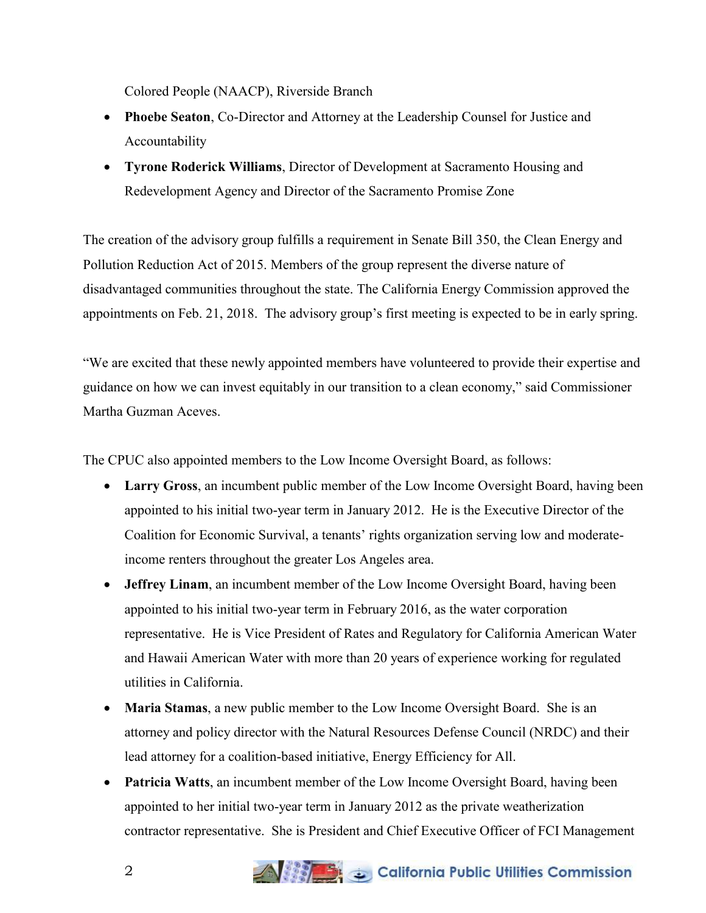Colored People (NAACP), Riverside Branch

- **Phoebe Seaton**, Co-Director and Attorney at the Leadership Counsel for Justice and Accountability
- **Tyrone Roderick Williams**, Director of Development at Sacramento Housing and Redevelopment Agency and Director of the Sacramento Promise Zone

The creation of the advisory group fulfills a requirement in Senate Bill 350, the Clean Energy and Pollution Reduction Act of 2015. Members of the group represent the diverse nature of disadvantaged communities throughout the state. The California Energy Commission approved the appointments on Feb. 21, 2018. The advisory group's first meeting is expected to be in early spring.

"We are excited that these newly appointed members have volunteered to provide their expertise and guidance on how we can invest equitably in our transition to a clean economy," said Commissioner Martha Guzman Aceves.

The CPUC also appointed members to the Low Income Oversight Board, as follows:

- **Larry Gross**, an incumbent public member of the Low Income Oversight Board, having been appointed to his initial two-year term in January 2012. He is the Executive Director of the Coalition for Economic Survival, a tenants' rights organization serving low and moderate-income renters throughout the greater Los Angeles area.
- **Jeffrey Linam**, an incumbent member of the Low Income Oversight Board, having been appointed to his initial two-year term in February 2016, as the water corporation representative. He is Vice President of Rates and Regulatory for California American Water and Hawaii American Water with more than 20 years of experience working for regulated utilities in California.
- **Maria Stamas**, a new public member to the Low Income Oversight Board. She is an attorney and policy director with the Natural Resources Defense Council (NRDC) and their lead attorney for a coalition-based initiative, Energy Efficiency for All.
- **Patricia Watts**, an incumbent member of the Low Income Oversight Board, having been appointed to her initial two-year term in January 2012 as the private weatherization contractor representative. She is President and Chief Executive Officer of FCI Management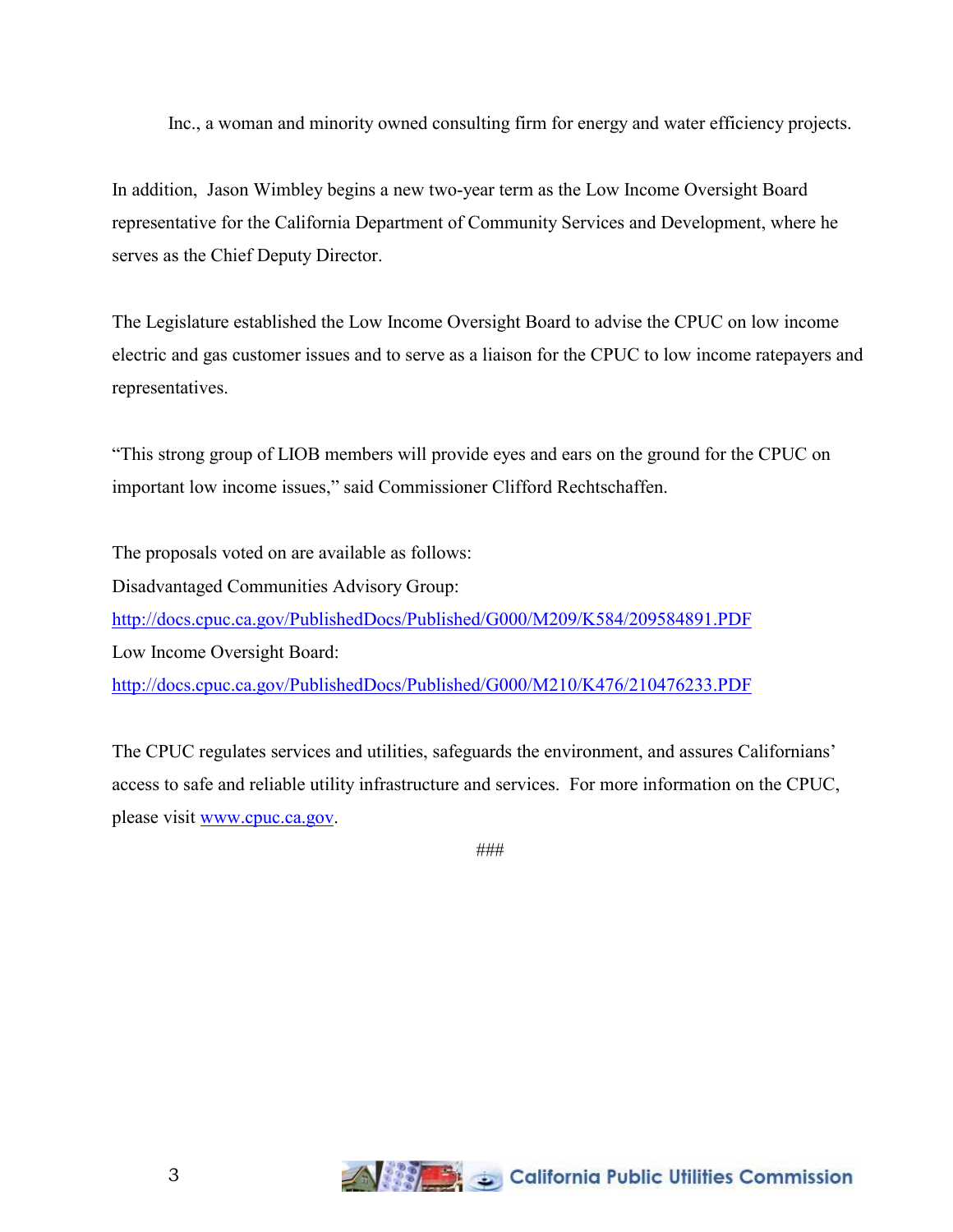Inc., a woman and minority owned consulting firm for energy and water efficiency projects.

In addition, Jason Wimbley begins a new two-year term as the Low Income Oversight Board representative for the California Department of Community Services and Development, where he serves as the Chief Deputy Director.

The Legislature established the Low Income Oversight Board to advise the CPUC on low income electric and gas customer issues and to serve as a liaison for the CPUC to low income ratepayers and representatives.

"This strong group of LIOB members will provide eyes and ears on the ground for the CPUC on important low income issues," said Commissioner Clifford Rechtschaffen.

The proposals voted on are available as follows:
Disadvantaged Communities Advisory Group:
http://docs.cpuc.ca.gov/PublishedDocs/Published/G000/M209/K584/209584891.PDF
Low Income Oversight Board:
http://docs.cpuc.ca.gov/PublishedDocs/Published/G000/M210/K476/210476233.PDF

The CPUC regulates services and utilities, safeguards the environment, and assures Californians' access to safe and reliable utility infrastructure and services. For more information on the CPUC, please visit www.cpuc.ca.gov.

###